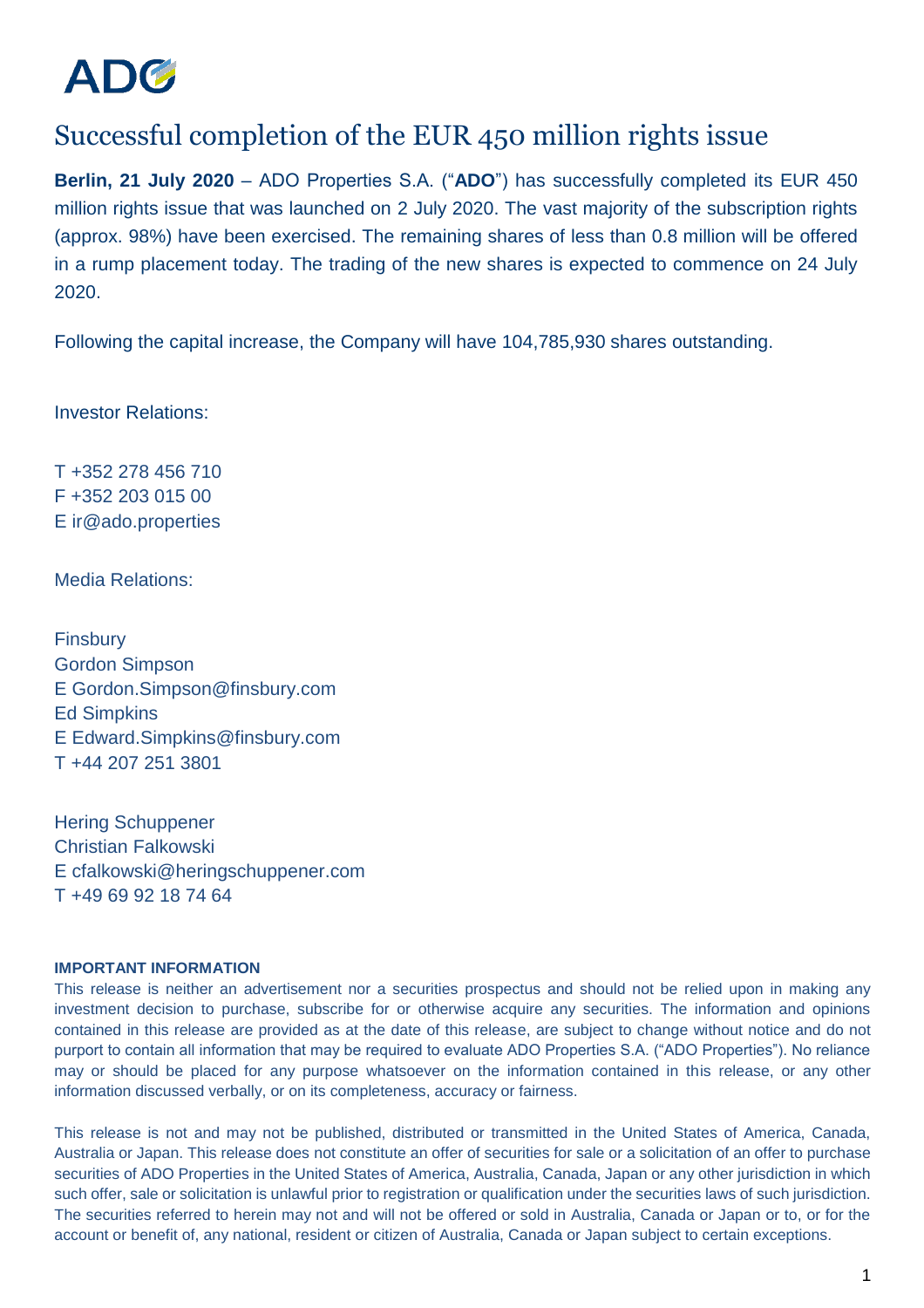ADO

# Successful completion of the EUR 450 million rights issue

**Berlin, 21 July 2020** – ADO Properties S.A. ("**ADO**") has successfully completed its EUR 450 million rights issue that was launched on 2 July 2020. The vast majority of the subscription rights (approx. 98%) have been exercised. The remaining shares of less than 0.8 million will be offered in a rump placement today. The trading of the new shares is expected to commence on 24 July 2020.

Following the capital increase, the Company will have 104,785,930 shares outstanding.

Investor Relations:

T +352 278 456 710
F +352 203 015 00
E ir@ado.properties

Media Relations:

Finsbury
Gordon Simpson
E Gordon.Simpson@finsbury.com
Ed Simpkins
E Edward.Simpkins@finsbury.com
T +44 207 251 3801

Hering Schuppener
Christian Falkowski
E cfalkowski@heringschuppener.com
T +49 69 92 18 74 64

**IMPORTANT INFORMATION**

This release is neither an advertisement nor a securities prospectus and should not be relied upon in making any investment decision to purchase, subscribe for or otherwise acquire any securities. The information and opinions contained in this release are provided as at the date of this release, are subject to change without notice and do not purport to contain all information that may be required to evaluate ADO Properties S.A. ("ADO Properties"). No reliance may or should be placed for any purpose whatsoever on the information contained in this release, or any other information discussed verbally, or on its completeness, accuracy or fairness.

This release is not and may not be published, distributed or transmitted in the United States of America, Canada, Australia or Japan. This release does not constitute an offer of securities for sale or a solicitation of an offer to purchase securities of ADO Properties in the United States of America, Australia, Canada, Japan or any other jurisdiction in which such offer, sale or solicitation is unlawful prior to registration or qualification under the securities laws of such jurisdiction. The securities referred to herein may not and will not be offered or sold in Australia, Canada or Japan or to, or for the account or benefit of, any national, resident or citizen of Australia, Canada or Japan subject to certain exceptions.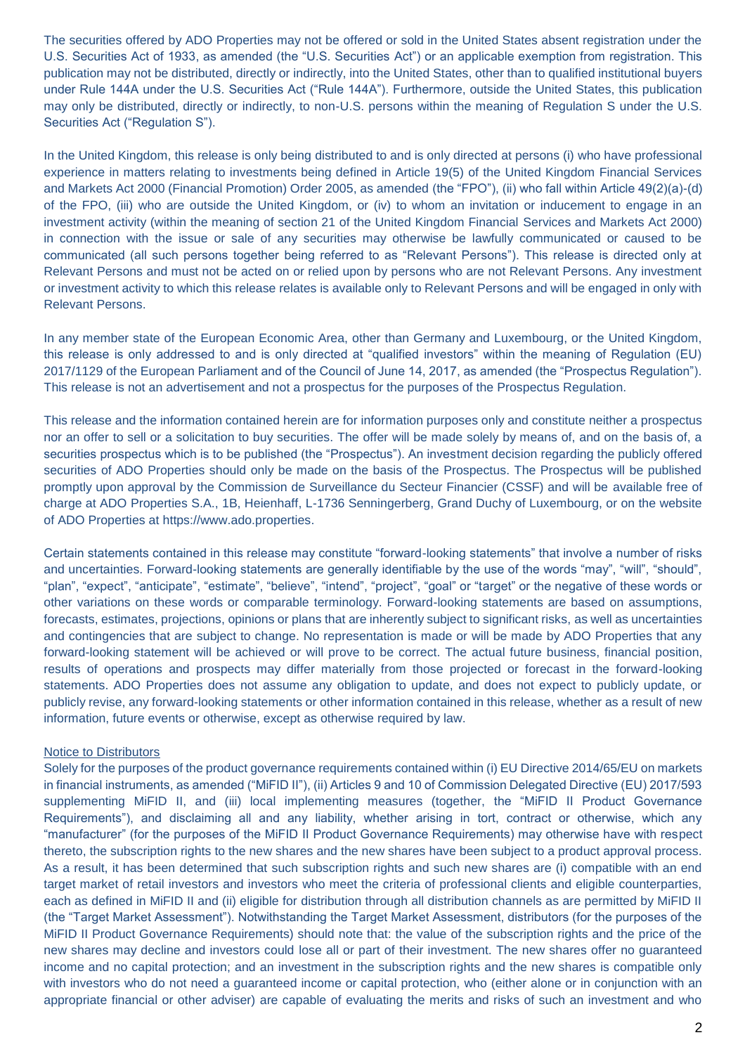The securities offered by ADO Properties may not be offered or sold in the United States absent registration under the U.S. Securities Act of 1933, as amended (the "U.S. Securities Act") or an applicable exemption from registration. This publication may not be distributed, directly or indirectly, into the United States, other than to qualified institutional buyers under Rule 144A under the U.S. Securities Act ("Rule 144A"). Furthermore, outside the United States, this publication may only be distributed, directly or indirectly, to non-U.S. persons within the meaning of Regulation S under the U.S. Securities Act ("Regulation S").

In the United Kingdom, this release is only being distributed to and is only directed at persons (i) who have professional experience in matters relating to investments being defined in Article 19(5) of the United Kingdom Financial Services and Markets Act 2000 (Financial Promotion) Order 2005, as amended (the "FPO"), (ii) who fall within Article 49(2)(a)-(d) of the FPO, (iii) who are outside the United Kingdom, or (iv) to whom an invitation or inducement to engage in an investment activity (within the meaning of section 21 of the United Kingdom Financial Services and Markets Act 2000) in connection with the issue or sale of any securities may otherwise be lawfully communicated or caused to be communicated (all such persons together being referred to as "Relevant Persons"). This release is directed only at Relevant Persons and must not be acted on or relied upon by persons who are not Relevant Persons. Any investment or investment activity to which this release relates is available only to Relevant Persons and will be engaged in only with Relevant Persons.

In any member state of the European Economic Area, other than Germany and Luxembourg, or the United Kingdom, this release is only addressed to and is only directed at "qualified investors" within the meaning of Regulation (EU) 2017/1129 of the European Parliament and of the Council of June 14, 2017, as amended (the "Prospectus Regulation"). This release is not an advertisement and not a prospectus for the purposes of the Prospectus Regulation.

This release and the information contained herein are for information purposes only and constitute neither a prospectus nor an offer to sell or a solicitation to buy securities. The offer will be made solely by means of, and on the basis of, a securities prospectus which is to be published (the "Prospectus"). An investment decision regarding the publicly offered securities of ADO Properties should only be made on the basis of the Prospectus. The Prospectus will be published promptly upon approval by the Commission de Surveillance du Secteur Financier (CSSF) and will be available free of charge at ADO Properties S.A., 1B, Heienhaff, L-1736 Senningerberg, Grand Duchy of Luxembourg, or on the website of ADO Properties at https://www.ado.properties.

Certain statements contained in this release may constitute "forward-looking statements" that involve a number of risks and uncertainties. Forward-looking statements are generally identifiable by the use of the words "may", "will", "should", "plan", "expect", "anticipate", "estimate", "believe", "intend", "project", "goal" or "target" or the negative of these words or other variations on these words or comparable terminology. Forward-looking statements are based on assumptions, forecasts, estimates, projections, opinions or plans that are inherently subject to significant risks, as well as uncertainties and contingencies that are subject to change. No representation is made or will be made by ADO Properties that any forward-looking statement will be achieved or will prove to be correct. The actual future business, financial position, results of operations and prospects may differ materially from those projected or forecast in the forward-looking statements. ADO Properties does not assume any obligation to update, and does not expect to publicly update, or publicly revise, any forward-looking statements or other information contained in this release, whether as a result of new information, future events or otherwise, except as otherwise required by law.

Notice to Distributors

Solely for the purposes of the product governance requirements contained within (i) EU Directive 2014/65/EU on markets in financial instruments, as amended ("MiFID II"), (ii) Articles 9 and 10 of Commission Delegated Directive (EU) 2017/593 supplementing MiFID II, and (iii) local implementing measures (together, the "MiFID II Product Governance Requirements"), and disclaiming all and any liability, whether arising in tort, contract or otherwise, which any "manufacturer" (for the purposes of the MiFID II Product Governance Requirements) may otherwise have with respect thereto, the subscription rights to the new shares and the new shares have been subject to a product approval process. As a result, it has been determined that such subscription rights and such new shares are (i) compatible with an end target market of retail investors and investors who meet the criteria of professional clients and eligible counterparties, each as defined in MiFID II and (ii) eligible for distribution through all distribution channels as are permitted by MiFID II (the "Target Market Assessment"). Notwithstanding the Target Market Assessment, distributors (for the purposes of the MiFID II Product Governance Requirements) should note that: the value of the subscription rights and the price of the new shares may decline and investors could lose all or part of their investment. The new shares offer no guaranteed income and no capital protection; and an investment in the subscription rights and the new shares is compatible only with investors who do not need a guaranteed income or capital protection, who (either alone or in conjunction with an appropriate financial or other adviser) are capable of evaluating the merits and risks of such an investment and who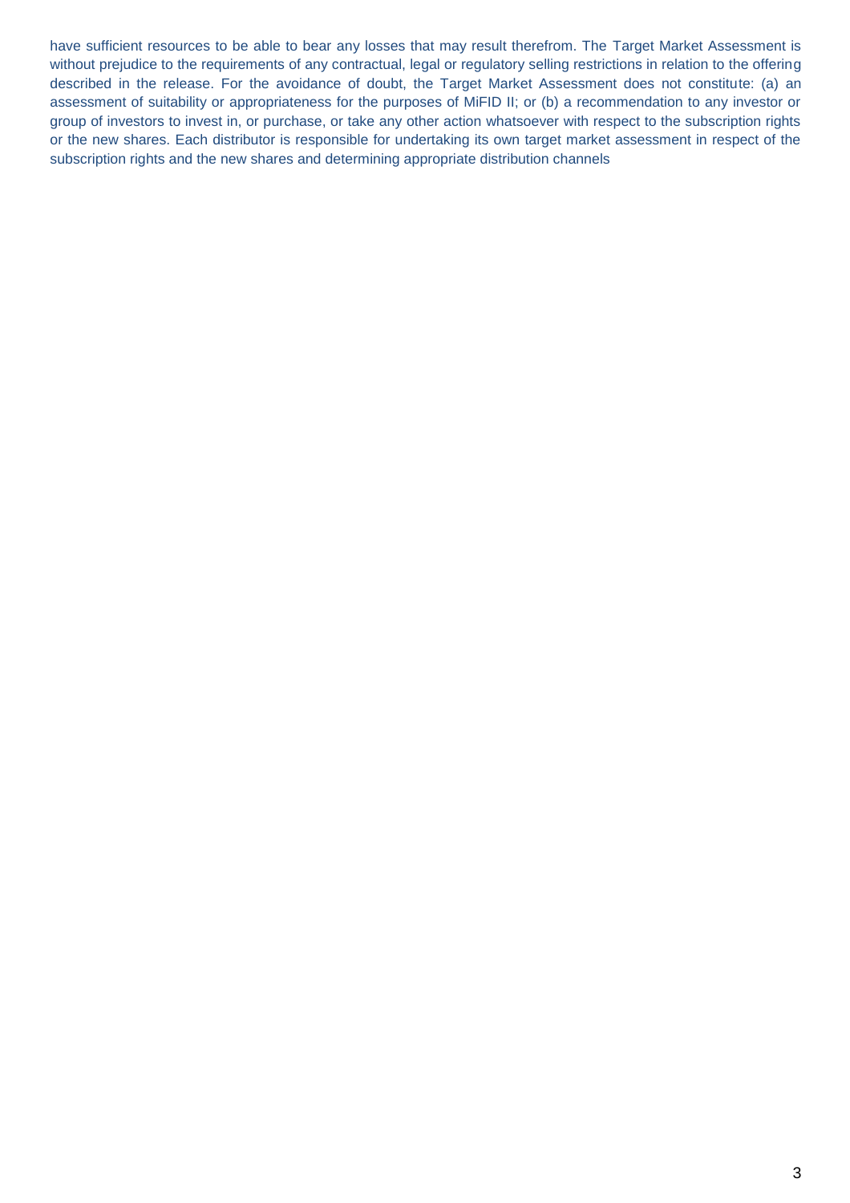have sufficient resources to be able to bear any losses that may result therefrom. The Target Market Assessment is without prejudice to the requirements of any contractual, legal or regulatory selling restrictions in relation to the offering described in the release. For the avoidance of doubt, the Target Market Assessment does not constitute: (a) an assessment of suitability or appropriateness for the purposes of MiFID II; or (b) a recommendation to any investor or group of investors to invest in, or purchase, or take any other action whatsoever with respect to the subscription rights or the new shares. Each distributor is responsible for undertaking its own target market assessment in respect of the subscription rights and the new shares and determining appropriate distribution channels